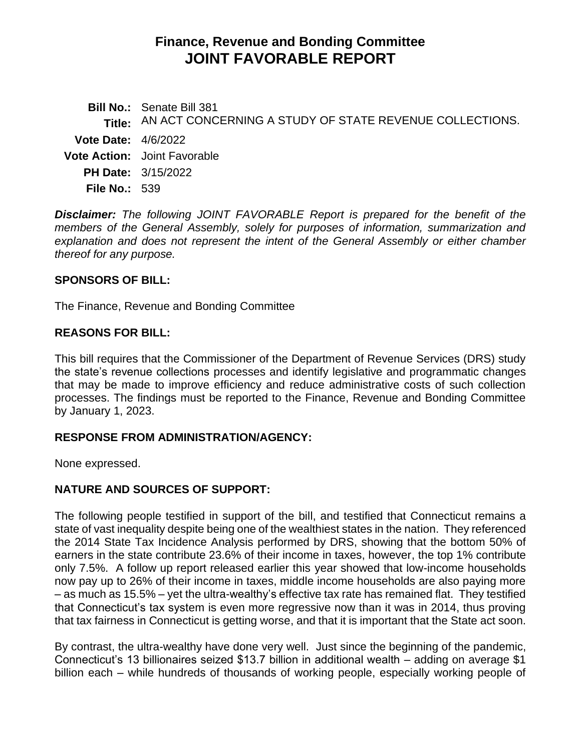# Finance, Revenue and Bonding Committee
# JOINT FAVORABLE REPORT

**Bill No.:** Senate Bill 381
**Title:** AN ACT CONCERNING A STUDY OF STATE REVENUE COLLECTIONS.
**Vote Date:** 4/6/2022
**Vote Action:** Joint Favorable
**PH Date:** 3/15/2022
**File No.:** 539

***Disclaimer:*** *The following JOINT FAVORABLE Report is prepared for the benefit of the members of the General Assembly, solely for purposes of information, summarization and explanation and does not represent the intent of the General Assembly or either chamber thereof for any purpose.*

## SPONSORS OF BILL:

The Finance, Revenue and Bonding Committee

## REASONS FOR BILL:

This bill requires that the Commissioner of the Department of Revenue Services (DRS) study the state's revenue collections processes and identify legislative and programmatic changes that may be made to improve efficiency and reduce administrative costs of such collection processes. The findings must be reported to the Finance, Revenue and Bonding Committee by January 1, 2023.

## RESPONSE FROM ADMINISTRATION/AGENCY:

None expressed.

## NATURE AND SOURCES OF SUPPORT:

The following people testified in support of the bill, and testified that Connecticut remains a state of vast inequality despite being one of the wealthiest states in the nation. They referenced the 2014 State Tax Incidence Analysis performed by DRS, showing that the bottom 50% of earners in the state contribute 23.6% of their income in taxes, however, the top 1% contribute only 7.5%. A follow up report released earlier this year showed that low-income households now pay up to 26% of their income in taxes, middle income households are also paying more – as much as 15.5% – yet the ultra-wealthy's effective tax rate has remained flat. They testified that Connecticut's tax system is even more regressive now than it was in 2014, thus proving that tax fairness in Connecticut is getting worse, and that it is important that the State act soon.

By contrast, the ultra-wealthy have done very well. Just since the beginning of the pandemic, Connecticut's 13 billionaires seized $13.7 billion in additional wealth – adding on average $1 billion each – while hundreds of thousands of working people, especially working people of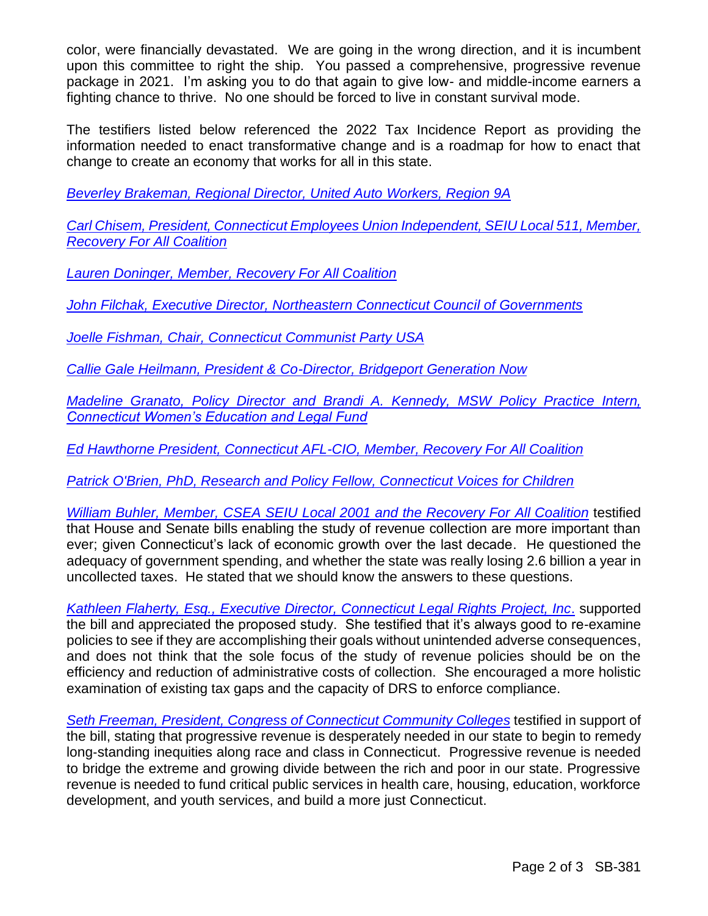color, were financially devastated. We are going in the wrong direction, and it is incumbent upon this committee to right the ship. You passed a comprehensive, progressive revenue package in 2021. I'm asking you to do that again to give low- and middle-income earners a fighting chance to thrive. No one should be forced to live in constant survival mode.

The testifiers listed below referenced the 2022 Tax Incidence Report as providing the information needed to enact transformative change and is a roadmap for how to enact that change to create an economy that works for all in this state.

*Beverley Brakeman, Regional Director, United Auto Workers, Region 9A*

*Carl Chisem, President, Connecticut Employees Union Independent, SEIU Local 511, Member, Recovery For All Coalition*

*Lauren Doninger, Member, Recovery For All Coalition*

*John Filchak, Executive Director, Northeastern Connecticut Council of Governments*

*Joelle Fishman, Chair, Connecticut Communist Party USA*

*Callie Gale Heilmann, President & Co-Director, Bridgeport Generation Now*

*Madeline Granato, Policy Director and Brandi A. Kennedy, MSW Policy Practice Intern, Connecticut Women's Education and Legal Fund*

*Ed Hawthorne President, Connecticut AFL-CIO, Member, Recovery For All Coalition*

*Patrick O'Brien, PhD, Research and Policy Fellow, Connecticut Voices for Children*

*William Buhler, Member, CSEA SEIU Local 2001 and the Recovery For All Coalition* testified that House and Senate bills enabling the study of revenue collection are more important than ever; given Connecticut's lack of economic growth over the last decade. He questioned the adequacy of government spending, and whether the state was really losing 2.6 billion a year in uncollected taxes. He stated that we should know the answers to these questions.

*Kathleen Flaherty, Esq., Executive Director, Connecticut Legal Rights Project, Inc*. supported the bill and appreciated the proposed study. She testified that it's always good to re-examine policies to see if they are accomplishing their goals without unintended adverse consequences, and does not think that the sole focus of the study of revenue policies should be on the efficiency and reduction of administrative costs of collection. She encouraged a more holistic examination of existing tax gaps and the capacity of DRS to enforce compliance.

*Seth Freeman, President, Congress of Connecticut Community Colleges* testified in support of the bill, stating that progressive revenue is desperately needed in our state to begin to remedy long-standing inequities along race and class in Connecticut. Progressive revenue is needed to bridge the extreme and growing divide between the rich and poor in our state. Progressive revenue is needed to fund critical public services in health care, housing, education, workforce development, and youth services, and build a more just Connecticut.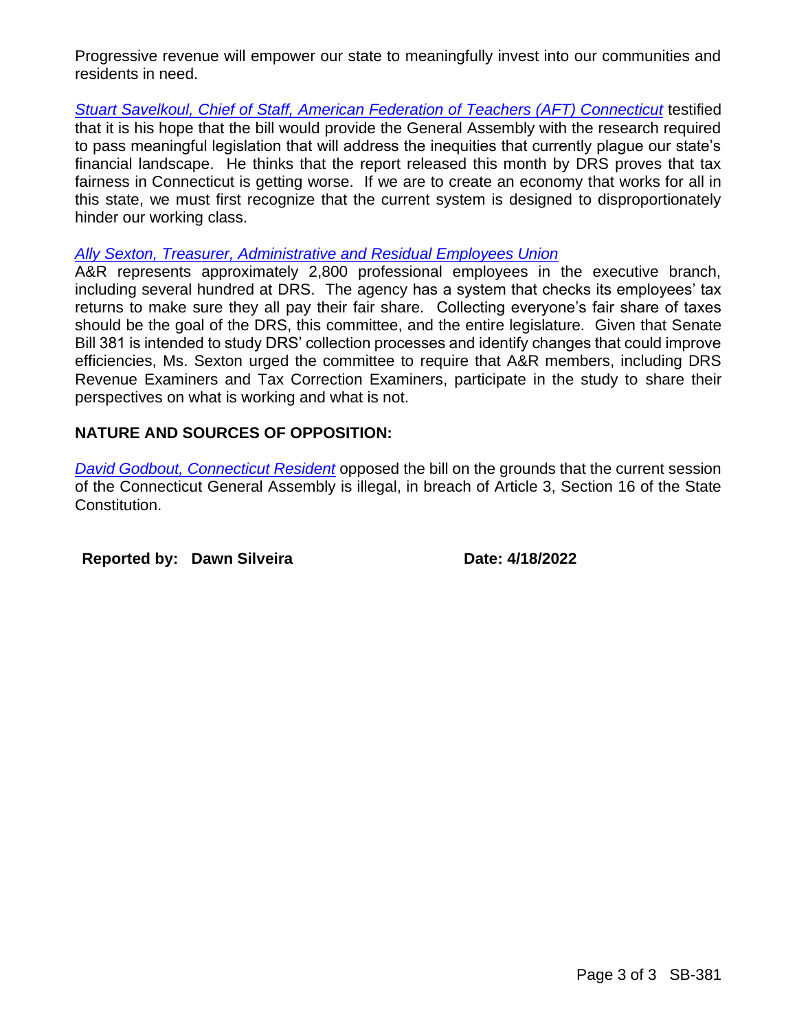Progressive revenue will empower our state to meaningfully invest into our communities and residents in need.

*Stuart Savelkoul, Chief of Staff, American Federation of Teachers (AFT) Connecticut* testified that it is his hope that the bill would provide the General Assembly with the research required to pass meaningful legislation that will address the inequities that currently plague our state's financial landscape. He thinks that the report released this month by DRS proves that tax fairness in Connecticut is getting worse. If we are to create an economy that works for all in this state, we must first recognize that the current system is designed to disproportionately hinder our working class.

*Ally Sexton, Treasurer, Administrative and Residual Employees Union*
A&R represents approximately 2,800 professional employees in the executive branch, including several hundred at DRS. The agency has a system that checks its employees' tax returns to make sure they all pay their fair share. Collecting everyone's fair share of taxes should be the goal of the DRS, this committee, and the entire legislature. Given that Senate Bill 381 is intended to study DRS' collection processes and identify changes that could improve efficiencies, Ms. Sexton urged the committee to require that A&R members, including DRS Revenue Examiners and Tax Correction Examiners, participate in the study to share their perspectives on what is working and what is not.

**NATURE AND SOURCES OF OPPOSITION:**

*David Godbout, Connecticut Resident* opposed the bill on the grounds that the current session of the Connecticut General Assembly is illegal, in breach of Article 3, Section 16 of the State Constitution.

**Reported by: Dawn Silveira** **Date: 4/18/2022**